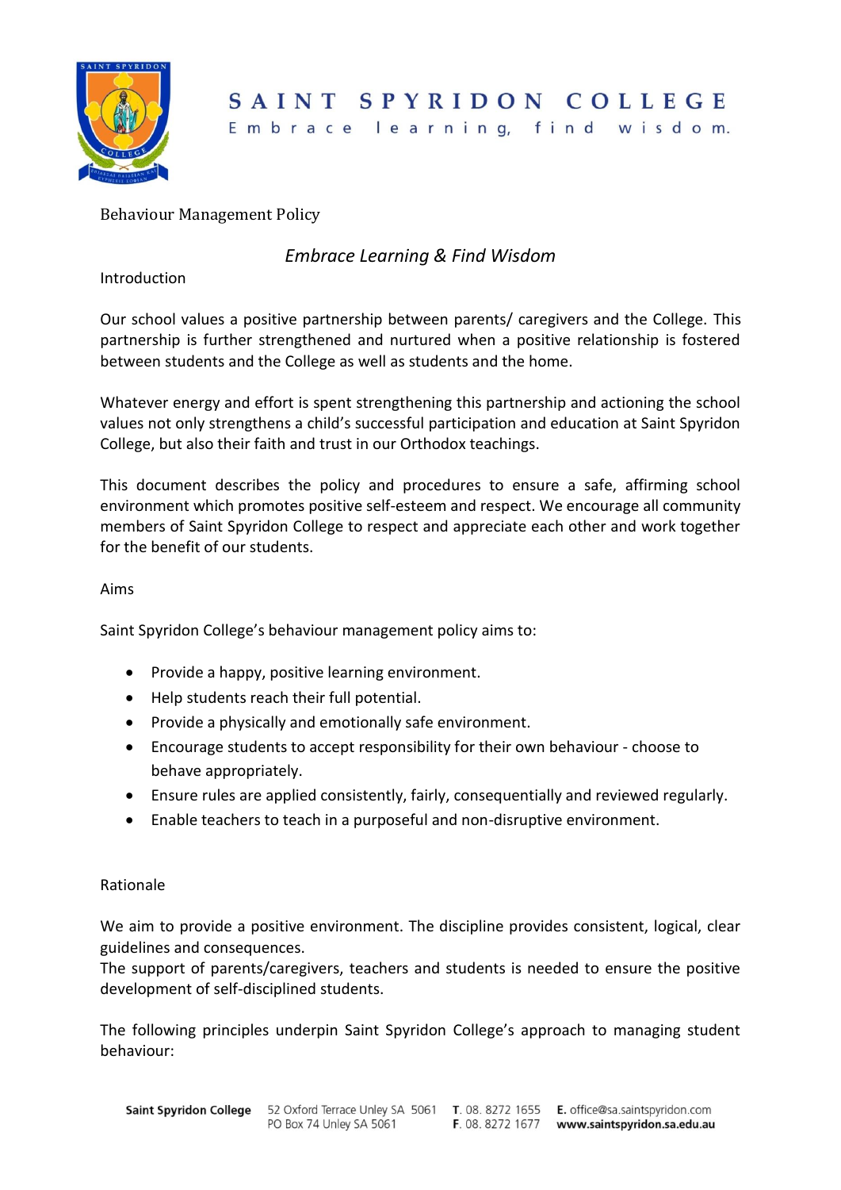# SAINT SPYRIDON COLLEGE

Embrace learning, find wisdom.

## Behaviour Management Policy

*Embrace Learning & Find Wisdom*

### Introduction

Our school values a positive partnership between parents/ caregivers and the College. This partnership is further strengthened and nurtured when a positive relationship is fostered between students and the College as well as students and the home.

Whatever energy and effort is spent strengthening this partnership and actioning the school values not only strengthens a child's successful participation and education at Saint Spyridon College, but also their faith and trust in our Orthodox teachings.

This document describes the policy and procedures to ensure a safe, affirming school environment which promotes positive self-esteem and respect. We encourage all community members of Saint Spyridon College to respect and appreciate each other and work together for the benefit of our students.

### Aims

Saint Spyridon College's behaviour management policy aims to:

- Provide a happy, positive learning environment.
- Help students reach their full potential.
- Provide a physically and emotionally safe environment.
- Encourage students to accept responsibility for their own behaviour - choose to behave appropriately.
- Ensure rules are applied consistently, fairly, consequentially and reviewed regularly.
- Enable teachers to teach in a purposeful and non-disruptive environment.

### Rationale

We aim to provide a positive environment. The discipline provides consistent, logical, clear guidelines and consequences.
The support of parents/caregivers, teachers and students is needed to ensure the positive development of self-disciplined students.

The following principles underpin Saint Spyridon College's approach to managing student behaviour: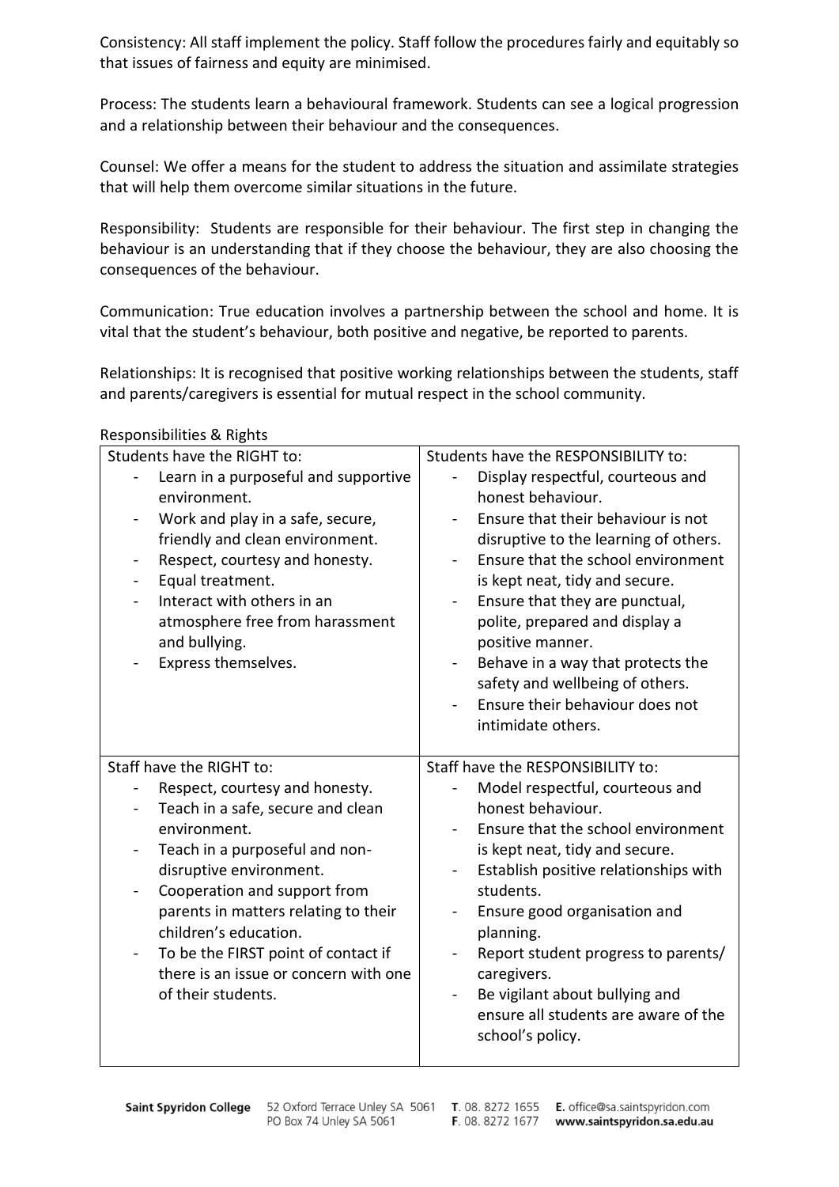Consistency: All staff implement the policy. Staff follow the procedures fairly and equitably so that issues of fairness and equity are minimised.

Process: The students learn a behavioural framework. Students can see a logical progression and a relationship between their behaviour and the consequences.

Counsel: We offer a means for the student to address the situation and assimilate strategies that will help them overcome similar situations in the future.

Responsibility: Students are responsible for their behaviour. The first step in changing the behaviour is an understanding that if they choose the behaviour, they are also choosing the consequences of the behaviour.

Communication: True education involves a partnership between the school and home. It is vital that the student's behaviour, both positive and negative, be reported to parents.

Relationships: It is recognised that positive working relationships between the students, staff and parents/caregivers is essential for mutual respect in the school community.

Responsibilities & Rights

| Students have the RIGHT to: | Students have the RESPONSIBILITY to: |
|---|---|
| - Learn in a purposeful and supportive environment.<br>- Work and play in a safe, secure, friendly and clean environment.<br>- Respect, courtesy and honesty.<br>- Equal treatment.<br>- Interact with others in an atmosphere free from harassment and bullying.<br>- Express themselves. | - Display respectful, courteous and honest behaviour.<br>- Ensure that their behaviour is not disruptive to the learning of others.<br>- Ensure that the school environment is kept neat, tidy and secure.<br>- Ensure that they are punctual, polite, prepared and display a positive manner.<br>- Behave in a way that protects the safety and wellbeing of others.<br>- Ensure their behaviour does not intimidate others. |
| Staff have the RIGHT to:<br>- Respect, courtesy and honesty.<br>- Teach in a safe, secure and clean environment.<br>- Teach in a purposeful and non-disruptive environment.<br>- Cooperation and support from parents in matters relating to their children's education.<br>- To be the FIRST point of contact if there is an issue or concern with one of their students. | Staff have the RESPONSIBILITY to:<br>- Model respectful, courteous and honest behaviour.<br>- Ensure that the school environment is kept neat, tidy and secure.<br>- Establish positive relationships with students.<br>- Ensure good organisation and planning.<br>- Report student progress to parents/ caregivers.<br>- Be vigilant about bullying and ensure all students are aware of the school's policy. |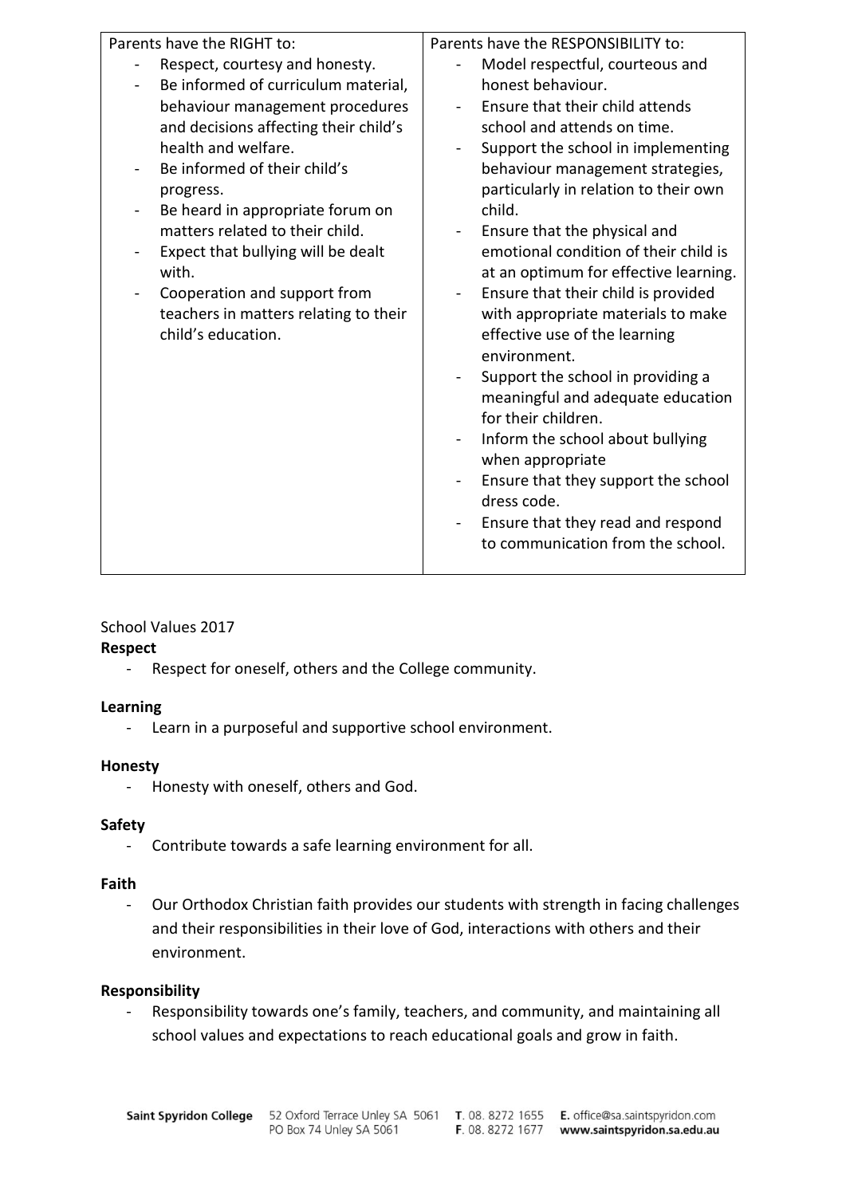| Parents have the RIGHT to: | Parents have the RESPONSIBILITY to: |
| --- | --- |
| - Respect, courtesy and honesty.<br>- Be informed of curriculum material, behaviour management procedures and decisions affecting their child's health and welfare.<br>- Be informed of their child's progress.<br>- Be heard in appropriate forum on matters related to their child.<br>- Expect that bullying will be dealt with.<br>- Cooperation and support from teachers in matters relating to their child's education. | - Model respectful, courteous and honest behaviour.<br>- Ensure that their child attends school and attends on time.<br>- Support the school in implementing behaviour management strategies, particularly in relation to their own child.<br>- Ensure that the physical and emotional condition of their child is at an optimum for effective learning.<br>- Ensure that their child is provided with appropriate materials to make effective use of the learning environment.<br>- Support the school in providing a meaningful and adequate education for their children.<br>- Inform the school about bullying when appropriate<br>- Ensure that they support the school dress code.<br>- Ensure that they read and respond to communication from the school. |

School Values 2017

**Respect**

- Respect for oneself, others and the College community.

**Learning**

- Learn in a purposeful and supportive school environment.

**Honesty**

- Honesty with oneself, others and God.

**Safety**

- Contribute towards a safe learning environment for all.

**Faith**

- Our Orthodox Christian faith provides our students with strength in facing challenges and their responsibilities in their love of God, interactions with others and their environment.

**Responsibility**

- Responsibility towards one's family, teachers, and community, and maintaining all school values and expectations to reach educational goals and grow in faith.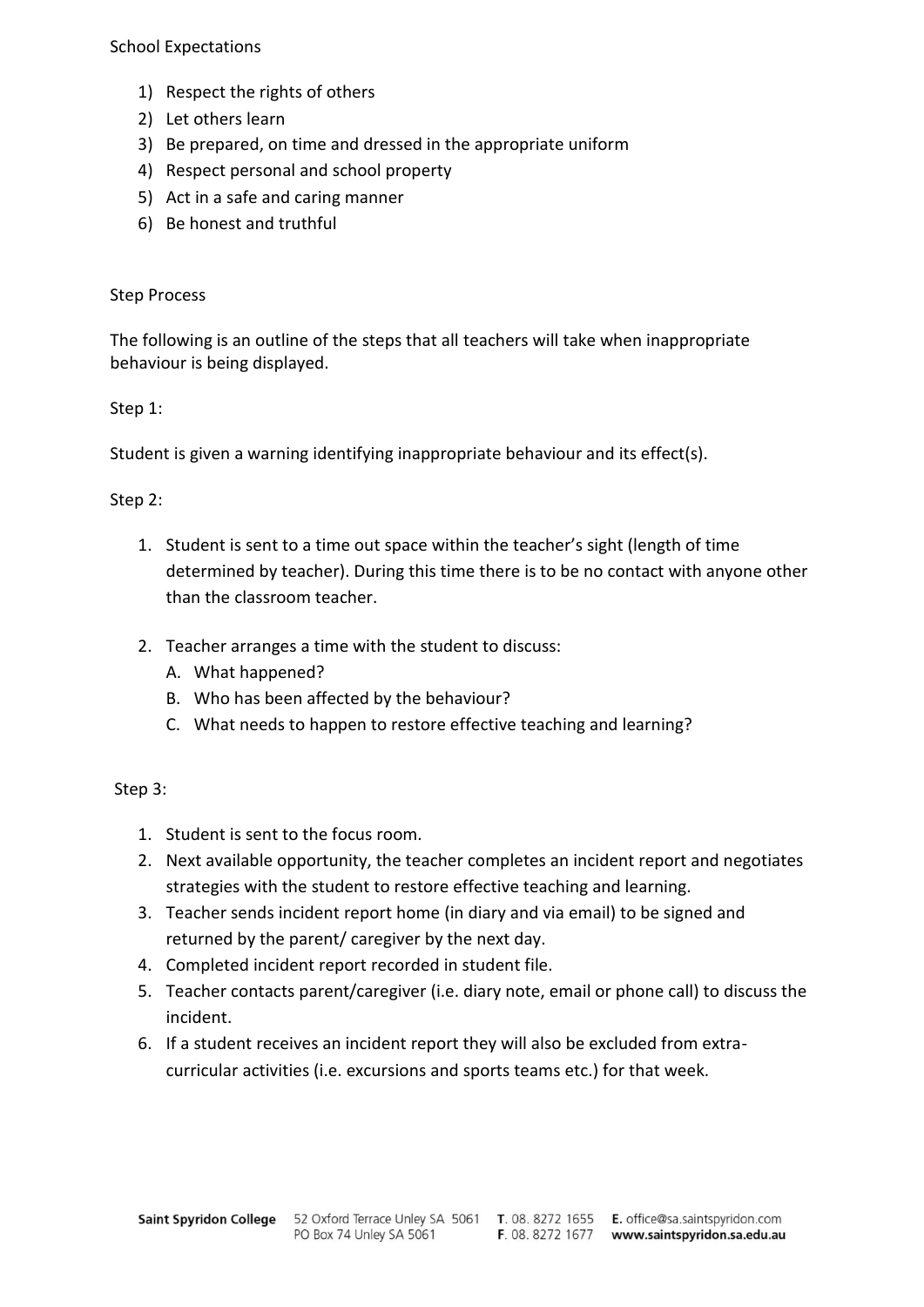School Expectations

1) Respect the rights of others
2) Let others learn
3) Be prepared, on time and dressed in the appropriate uniform
4) Respect personal and school property
5) Act in a safe and caring manner
6) Be honest and truthful

Step Process

The following is an outline of the steps that all teachers will take when inappropriate behaviour is being displayed.

Step 1:

Student is given a warning identifying inappropriate behaviour and its effect(s).

Step 2:

1. Student is sent to a time out space within the teacher's sight (length of time determined by teacher). During this time there is to be no contact with anyone other than the classroom teacher.

2. Teacher arranges a time with the student to discuss:
   A. What happened?
   B. Who has been affected by the behaviour?
   C. What needs to happen to restore effective teaching and learning?

Step 3:

1. Student is sent to the focus room.
2. Next available opportunity, the teacher completes an incident report and negotiates strategies with the student to restore effective teaching and learning.
3. Teacher sends incident report home (in diary and via email) to be signed and returned by the parent/ caregiver by the next day.
4. Completed incident report recorded in student file.
5. Teacher contacts parent/caregiver (i.e. diary note, email or phone call) to discuss the incident.
6. If a student receives an incident report they will also be excluded from extra-curricular activities (i.e. excursions and sports teams etc.) for that week.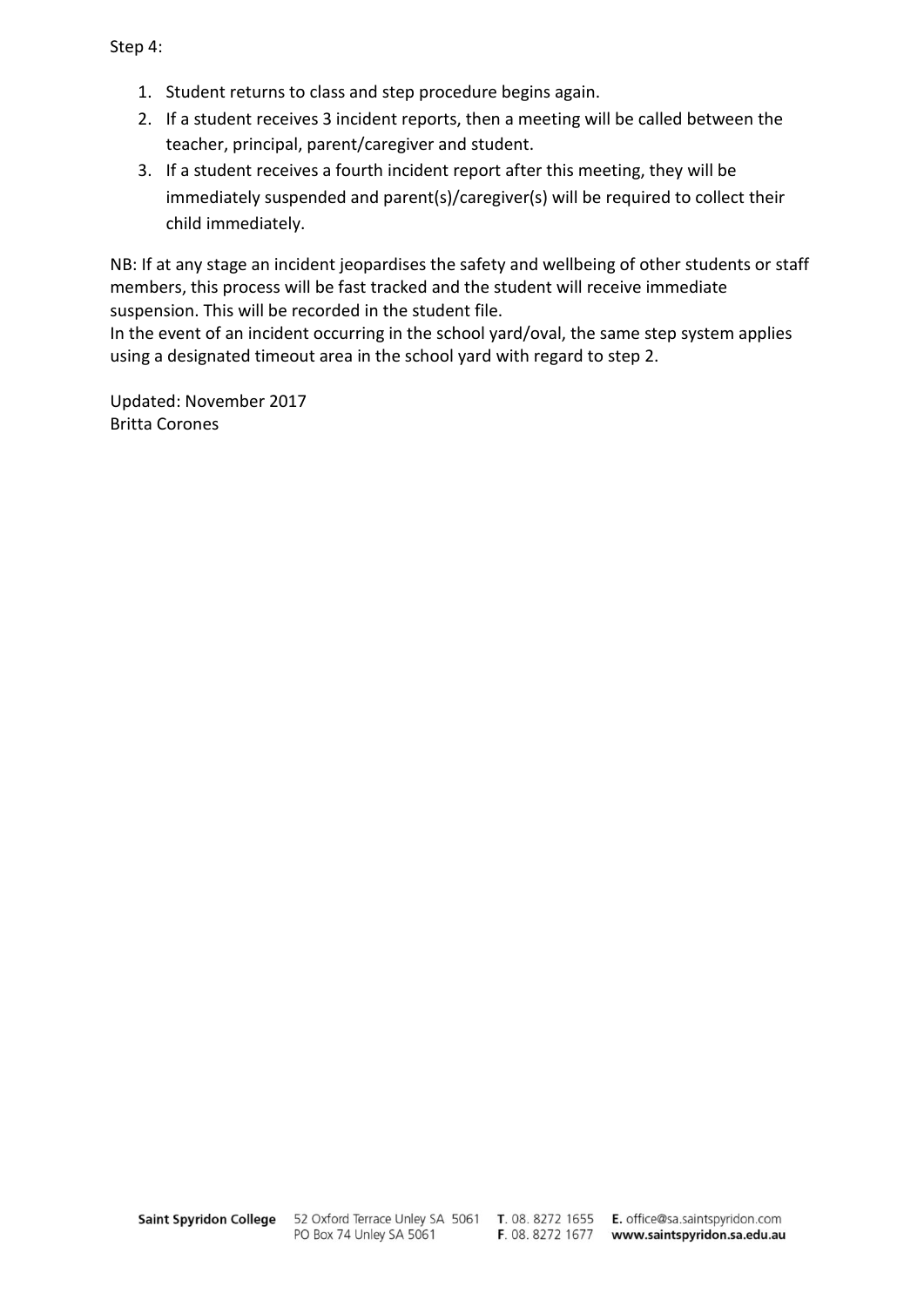Step 4:

1. Student returns to class and step procedure begins again.
2. If a student receives 3 incident reports, then a meeting will be called between the teacher, principal, parent/caregiver and student.
3. If a student receives a fourth incident report after this meeting, they will be immediately suspended and parent(s)/caregiver(s) will be required to collect their child immediately.

NB: If at any stage an incident jeopardises the safety and wellbeing of other students or staff members, this process will be fast tracked and the student will receive immediate suspension. This will be recorded in the student file.
In the event of an incident occurring in the school yard/oval, the same step system applies using a designated timeout area in the school yard with regard to step 2.

Updated: November 2017
Britta Corones